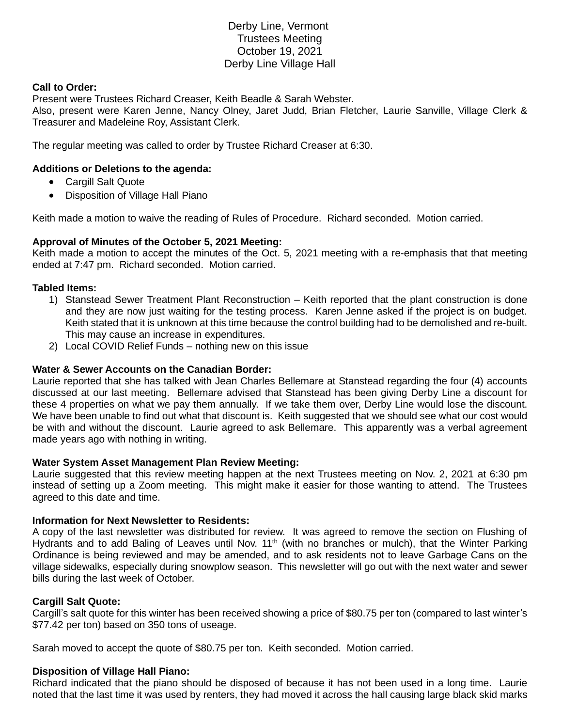Derby Line, Vermont
Trustees Meeting
October 19, 2021
Derby Line Village Hall

**Call to Order:**
Present were Trustees Richard Creaser, Keith Beadle & Sarah Webster.
Also, present were Karen Jenne, Nancy Olney, Jaret Judd, Brian Fletcher, Laurie Sanville, Village Clerk & Treasurer and Madeleine Roy, Assistant Clerk.

The regular meeting was called to order by Trustee Richard Creaser at 6:30.

**Additions or Deletions to the agenda:**

- Cargill Salt Quote
- Disposition of Village Hall Piano

Keith made a motion to waive the reading of Rules of Procedure. Richard seconded. Motion carried.

**Approval of Minutes of the October 5, 2021 Meeting:**
Keith made a motion to accept the minutes of the Oct. 5, 2021 meeting with a re-emphasis that that meeting ended at 7:47 pm. Richard seconded. Motion carried.

**Tabled Items:**

1) Stanstead Sewer Treatment Plant Reconstruction – Keith reported that the plant construction is done and they are now just waiting for the testing process. Karen Jenne asked if the project is on budget. Keith stated that it is unknown at this time because the control building had to be demolished and re-built. This may cause an increase in expenditures.
2) Local COVID Relief Funds – nothing new on this issue

**Water & Sewer Accounts on the Canadian Border:**
Laurie reported that she has talked with Jean Charles Bellemare at Stanstead regarding the four (4) accounts discussed at our last meeting. Bellemare advised that Stanstead has been giving Derby Line a discount for these 4 properties on what we pay them annually. If we take them over, Derby Line would lose the discount. We have been unable to find out what that discount is. Keith suggested that we should see what our cost would be with and without the discount. Laurie agreed to ask Bellemare. This apparently was a verbal agreement made years ago with nothing in writing.

**Water System Asset Management Plan Review Meeting:**
Laurie suggested that this review meeting happen at the next Trustees meeting on Nov. 2, 2021 at 6:30 pm instead of setting up a Zoom meeting. This might make it easier for those wanting to attend. The Trustees agreed to this date and time.

**Information for Next Newsletter to Residents:**
A copy of the last newsletter was distributed for review. It was agreed to remove the section on Flushing of Hydrants and to add Baling of Leaves until Nov. 11th (with no branches or mulch), that the Winter Parking Ordinance is being reviewed and may be amended, and to ask residents not to leave Garbage Cans on the village sidewalks, especially during snowplow season. This newsletter will go out with the next water and sewer bills during the last week of October.

**Cargill Salt Quote:**
Cargill's salt quote for this winter has been received showing a price of $80.75 per ton (compared to last winter's $77.42 per ton) based on 350 tons of useage.

Sarah moved to accept the quote of $80.75 per ton. Keith seconded. Motion carried.

**Disposition of Village Hall Piano:**
Richard indicated that the piano should be disposed of because it has not been used in a long time. Laurie noted that the last time it was used by renters, they had moved it across the hall causing large black skid marks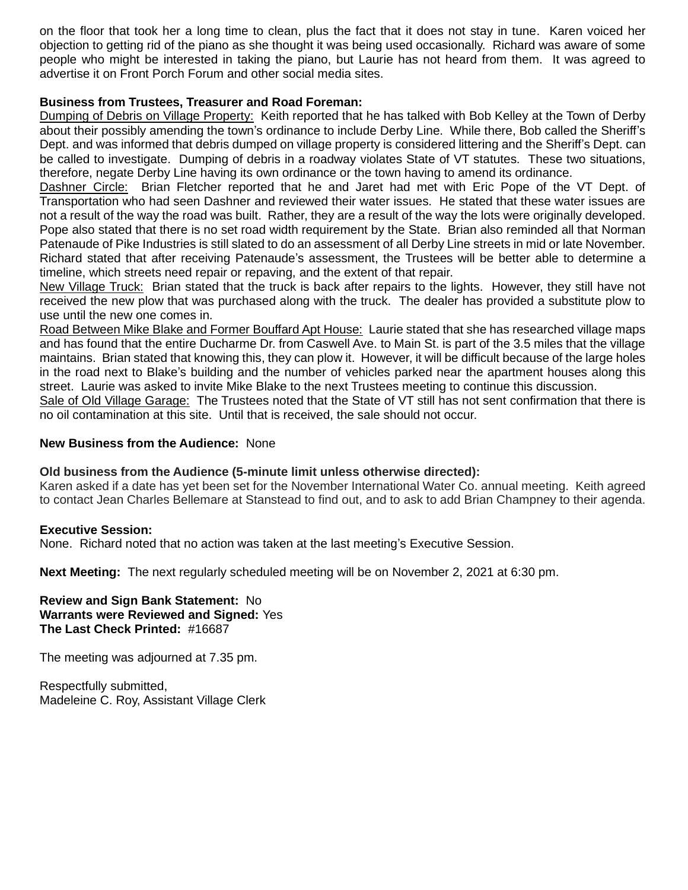on the floor that took her a long time to clean, plus the fact that it does not stay in tune. Karen voiced her objection to getting rid of the piano as she thought it was being used occasionally. Richard was aware of some people who might be interested in taking the piano, but Laurie has not heard from them. It was agreed to advertise it on Front Porch Forum and other social media sites.

**Business from Trustees, Treasurer and Road Foreman:**

<u>Dumping of Debris on Village Property:</u> Keith reported that he has talked with Bob Kelley at the Town of Derby about their possibly amending the town's ordinance to include Derby Line. While there, Bob called the Sheriff's Dept. and was informed that debris dumped on village property is considered littering and the Sheriff's Dept. can be called to investigate. Dumping of debris in a roadway violates State of VT statutes. These two situations, therefore, negate Derby Line having its own ordinance or the town having to amend its ordinance.

<u>Dashner Circle:</u> Brian Fletcher reported that he and Jaret had met with Eric Pope of the VT Dept. of Transportation who had seen Dashner and reviewed their water issues. He stated that these water issues are not a result of the way the road was built. Rather, they are a result of the way the lots were originally developed. Pope also stated that there is no set road width requirement by the State. Brian also reminded all that Norman Patenaude of Pike Industries is still slated to do an assessment of all Derby Line streets in mid or late November. Richard stated that after receiving Patenaude's assessment, the Trustees will be better able to determine a timeline, which streets need repair or repaving, and the extent of that repair.

<u>New Village Truck:</u> Brian stated that the truck is back after repairs to the lights. However, they still have not received the new plow that was purchased along with the truck. The dealer has provided a substitute plow to use until the new one comes in.

<u>Road Between Mike Blake and Former Bouffard Apt House:</u> Laurie stated that she has researched village maps and has found that the entire Ducharme Dr. from Caswell Ave. to Main St. is part of the 3.5 miles that the village maintains. Brian stated that knowing this, they can plow it. However, it will be difficult because of the large holes in the road next to Blake's building and the number of vehicles parked near the apartment houses along this street. Laurie was asked to invite Mike Blake to the next Trustees meeting to continue this discussion.

<u>Sale of Old Village Garage:</u> The Trustees noted that the State of VT still has not sent confirmation that there is no oil contamination at this site. Until that is received, the sale should not occur.

**New Business from the Audience:** None

**Old business from the Audience (5-minute limit unless otherwise directed):**

Karen asked if a date has yet been set for the November International Water Co. annual meeting. Keith agreed to contact Jean Charles Bellemare at Stanstead to find out, and to ask to add Brian Champney to their agenda.

**Executive Session:**

None. Richard noted that no action was taken at the last meeting's Executive Session.

**Next Meeting:** The next regularly scheduled meeting will be on November 2, 2021 at 6:30 pm.

**Review and Sign Bank Statement:** No
**Warrants were Reviewed and Signed:** Yes
**The Last Check Printed:** #16687

The meeting was adjourned at 7.35 pm.

Respectfully submitted,
Madeleine C. Roy, Assistant Village Clerk